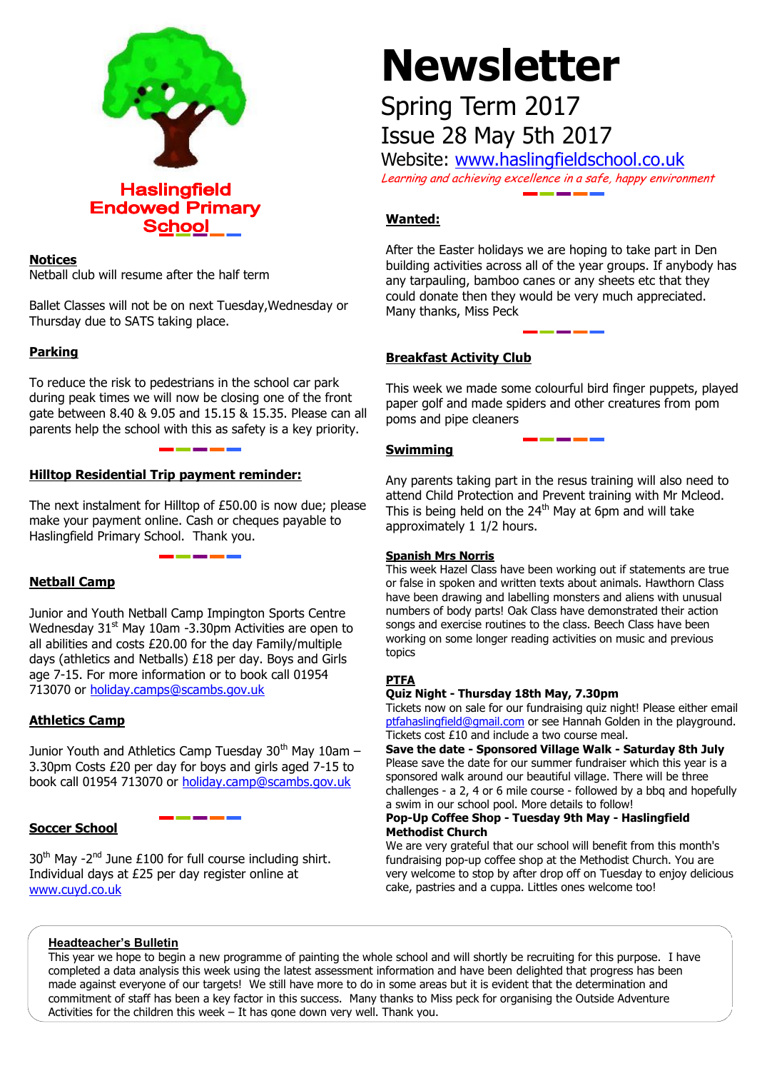**Haslingfield Endowed Primary School**

# Newsletter

## Spring Term 2017

## Issue 28 May 5th 2017

Website: www.haslingfieldschool.co.uk

*Learning and achieving excellence in a safe, happy environment*

### Notices

Netball club will resume after the half term

Ballet Classes will not be on next Tuesday,Wednesday or Thursday due to SATS taking place.

### Parking

To reduce the risk to pedestrians in the school car park during peak times we will now be closing one of the front gate between 8.40 & 9.05 and 15.15 & 15.35. Please can all parents help the school with this as safety is a key priority.

### Hilltop Residential Trip payment reminder:

The next instalment for Hilltop of £50.00 is now due; please make your payment online. Cash or cheques payable to Haslingfield Primary School. Thank you.

### Netball Camp

Junior and Youth Netball Camp Impington Sports Centre Wednesday 31st May 10am -3.30pm Activities are open to all abilities and costs £20.00 for the day Family/multiple days (athletics and Netballs) £18 per day. Boys and Girls age 7-15. For more information or to book call 01954 713070 or holiday.camps@scambs.gov.uk

### Athletics Camp

Junior Youth and Athletics Camp Tuesday 30th May 10am – 3.30pm Costs £20 per day for boys and girls aged 7-15 to book call 01954 713070 or holiday.camp@scambs.gov.uk

### Soccer School

30th May -2nd June £100 for full course including shirt. Individual days at £25 per day register online at www.cuyd.co.uk

### Wanted:

After the Easter holidays we are hoping to take part in Den building activities across all of the year groups. If anybody has any tarpauling, bamboo canes or any sheets etc that they could donate then they would be very much appreciated. Many thanks, Miss Peck

### Breakfast Activity Club

This week we made some colourful bird finger puppets, played paper golf and made spiders and other creatures from pom poms and pipe cleaners

### Swimming

Any parents taking part in the resus training will also need to attend Child Protection and Prevent training with Mr Mcleod. This is being held on the 24th May at 6pm and will take approximately 1 1/2 hours.

### Spanish Mrs Norris

This week Hazel Class have been working out if statements are true or false in spoken and written texts about animals. Hawthorn Class have been drawing and labelling monsters and aliens with unusual numbers of body parts! Oak Class have demonstrated their action songs and exercise routines to the class. Beech Class have been working on some longer reading activities on music and previous topics

### PTFA

**Quiz Night - Thursday 18th May, 7.30pm**

Tickets now on sale for our fundraising quiz night! Please either email ptfahaslingfield@gmail.com or see Hannah Golden in the playground. Tickets cost £10 and include a two course meal.

**Save the date - Sponsored Village Walk - Saturday 8th July**

Please save the date for our summer fundraiser which this year is a sponsored walk around our beautiful village. There will be three challenges - a 2, 4 or 6 mile course - followed by a bbq and hopefully a swim in our school pool. More details to follow!

**Pop-Up Coffee Shop - Tuesday 9th May - Haslingfield Methodist Church**

We are very grateful that our school will benefit from this month's fundraising pop-up coffee shop at the Methodist Church. You are very welcome to stop by after drop off on Tuesday to enjoy delicious cake, pastries and a cuppa. Littles ones welcome too!

### Headteacher's Bulletin

This year we hope to begin a new programme of painting the whole school and will shortly be recruiting for this purpose. I have completed a data analysis this week using the latest assessment information and have been delighted that progress has been made against everyone of our targets! We still have more to do in some areas but it is evident that the determination and commitment of staff has been a key factor in this success. Many thanks to Miss peck for organising the Outside Adventure Activities for the children this week – It has gone down very well. Thank you.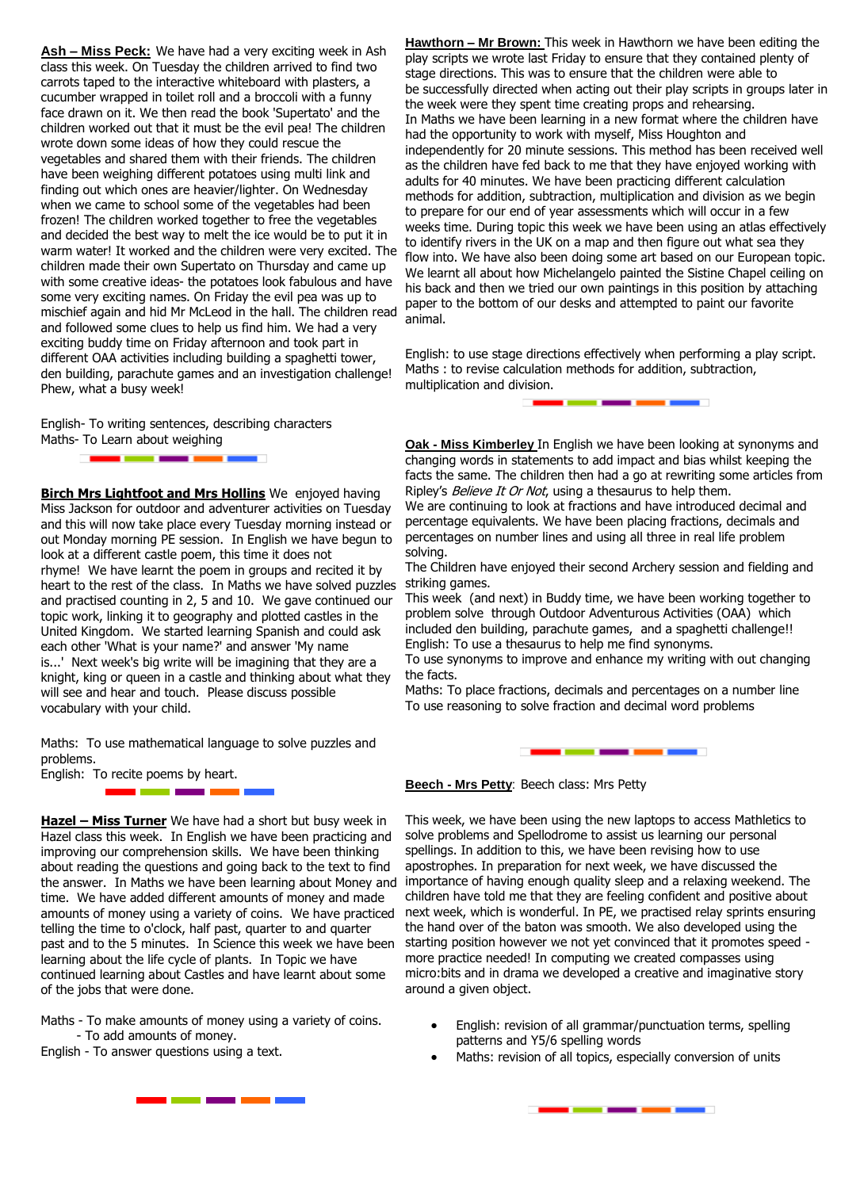**Ash – Miss Peck:** We have had a very exciting week in Ash class this week. On Tuesday the children arrived to find two carrots taped to the interactive whiteboard with plasters, a cucumber wrapped in toilet roll and a broccoli with a funny face drawn on it. We then read the book 'Supertato' and the children worked out that it must be the evil pea! The children wrote down some ideas of how they could rescue the vegetables and shared them with their friends. The children have been weighing different potatoes using multi link and finding out which ones are heavier/lighter. On Wednesday when we came to school some of the vegetables had been frozen! The children worked together to free the vegetables and decided the best way to melt the ice would be to put it in warm water! It worked and the children were very excited. The children made their own Supertato on Thursday and came up with some creative ideas- the potatoes look fabulous and have some very exciting names. On Friday the evil pea was up to mischief again and hid Mr McLeod in the hall. The children read and followed some clues to help us find him. We had a very exciting buddy time on Friday afternoon and took part in different OAA activities including building a spaghetti tower, den building, parachute games and an investigation challenge! Phew, what a busy week!

English- To writing sentences, describing characters
Maths- To Learn about weighing

**Birch Mrs Lightfoot and Mrs Hollins** We enjoyed having Miss Jackson for outdoor and adventurer activities on Tuesday and this will now take place every Tuesday morning instead or out Monday morning PE session. In English we have begun to look at a different castle poem, this time it does not rhyme! We have learnt the poem in groups and recited it by heart to the rest of the class. In Maths we have solved puzzles and practised counting in 2, 5 and 10. We gave continued our topic work, linking it to geography and plotted castles in the United Kingdom. We started learning Spanish and could ask each other 'What is your name?' and answer 'My name is...' Next week's big write will be imagining that they are a knight, king or queen in a castle and thinking about what they will see and hear and touch. Please discuss possible vocabulary with your child.

Maths: To use mathematical language to solve puzzles and problems.
English: To recite poems by heart.

**Hazel – Miss Turner** We have had a short but busy week in Hazel class this week. In English we have been practicing and improving our comprehension skills. We have been thinking about reading the questions and going back to the text to find the answer. In Maths we have been learning about Money and time. We have added different amounts of money and made amounts of money using a variety of coins. We have practiced telling the time to o'clock, half past, quarter to and quarter past and to the 5 minutes. In Science this week we have been learning about the life cycle of plants. In Topic we have continued learning about Castles and have learnt about some of the jobs that were done.

Maths - To make amounts of money using a variety of coins.
- To add amounts of money.
English - To answer questions using a text.

**Hawthorn – Mr Brown:** This week in Hawthorn we have been editing the play scripts we wrote last Friday to ensure that they contained plenty of stage directions. This was to ensure that the children were able to be successfully directed when acting out their play scripts in groups later in the week were they spent time creating props and rehearsing.
In Maths we have been learning in a new format where the children have had the opportunity to work with myself, Miss Houghton and independently for 20 minute sessions. This method has been received well as the children have fed back to me that they have enjoyed working with adults for 40 minutes. We have been practicing different calculation methods for addition, subtraction, multiplication and division as we begin to prepare for our end of year assessments which will occur in a few weeks time. During topic this week we have been using an atlas effectively to identify rivers in the UK on a map and then figure out what sea they flow into. We have also been doing some art based on our European topic. We learnt all about how Michelangelo painted the Sistine Chapel ceiling on his back and then we tried our own paintings in this position by attaching paper to the bottom of our desks and attempted to paint our favorite animal.

English: to use stage directions effectively when performing a play script.
Maths : to revise calculation methods for addition, subtraction, multiplication and division.

**Oak - Miss Kimberley** In English we have been looking at synonyms and changing words in statements to add impact and bias whilst keeping the facts the same. The children then had a go at rewriting some articles from Ripley's *Believe It Or Not*, using a thesaurus to help them.
We are continuing to look at fractions and have introduced decimal and percentage equivalents. We have been placing fractions, decimals and percentages on number lines and using all three in real life problem solving.
The Children have enjoyed their second Archery session and fielding and striking games.
This week (and next) in Buddy time, we have been working together to problem solve through Outdoor Adventurous Activities (OAA) which included den building, parachute games, and a spaghetti challenge!!
English: To use a thesaurus to help me find synonyms.
To use synonyms to improve and enhance my writing with out changing the facts.
Maths: To place fractions, decimals and percentages on a number line
To use reasoning to solve fraction and decimal word problems

**Beech - Mrs Petty**: Beech class: Mrs Petty

This week, we have been using the new laptops to access Mathletics to solve problems and Spellodrome to assist us learning our personal spellings. In addition to this, we have been revising how to use apostrophes. In preparation for next week, we have discussed the importance of having enough quality sleep and a relaxing weekend. The children have told me that they are feeling confident and positive about next week, which is wonderful. In PE, we practised relay sprints ensuring the hand over of the baton was smooth. We also developed using the starting position however we not yet convinced that it promotes speed - more practice needed! In computing we created compasses using micro:bits and in drama we developed a creative and imaginative story around a given object.

- English: revision of all grammar/punctuation terms, spelling patterns and Y5/6 spelling words
- Maths: revision of all topics, especially conversion of units